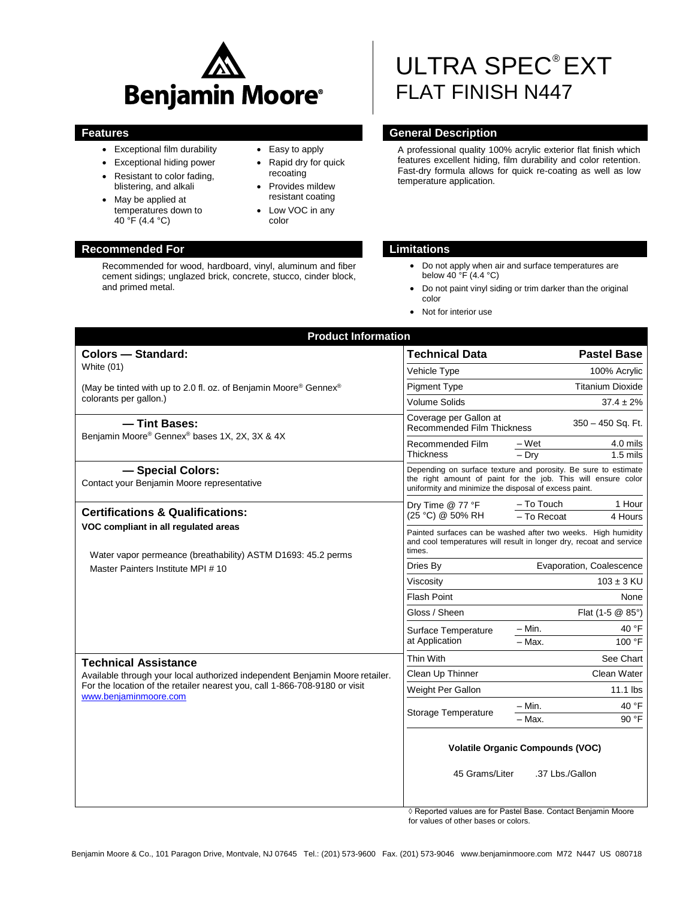# Benjamin Moore®

# ULTRA SPEC® EXT
## FLAT FINISH N447

## Features

- Exceptional film durability
- Exceptional hiding power
- Resistant to color fading, blistering, and alkali
- May be applied at temperatures down to 40 °F (4.4 °C)
- Easy to apply
- Rapid dry for quick recoating
- Provides mildew resistant coating
- Low VOC in any color

## General Description

A professional quality 100% acrylic exterior flat finish which features excellent hiding, film durability and color retention. Fast-dry formula allows for quick re-coating as well as low temperature application.

## Recommended For

Recommended for wood, hardboard, vinyl, aluminum and fiber cement sidings; unglazed brick, concrete, stucco, cinder block, and primed metal.

## Limitations

- Do not apply when air and surface temperatures are below 40 °F (4.4 °C)
- Do not paint vinyl siding or trim darker than the original color
- Not for interior use

## Product Information

### Colors — Standard:

White (01)

(May be tinted with up to 2.0 fl. oz. of Benjamin Moore® Gennex® colorants per gallon.)

### — Tint Bases:

Benjamin Moore® Gennex® bases 1X, 2X, 3X & 4X

### — Special Colors:

Contact your Benjamin Moore representative

### Certifications & Qualifications:

**VOC compliant in all regulated areas**

Water vapor permeance (breathability) ASTM D1693: 45.2 perms

Master Painters Institute MPI # 10

### Technical Assistance

Available through your local authorized independent Benjamin Moore retailer. For the location of the retailer nearest you, call 1-866-708-9180 or visit www.benjaminmoore.com

| Technical Data | | Pastel Base |
|---|---|---|
| Vehicle Type | | 100% Acrylic |
| Pigment Type | | Titanium Dioxide |
| Volume Solids | | 37.4 ± 2% |
| Coverage per Gallon at Recommended Film Thickness | | 350 – 450 Sq. Ft. |
| Recommended Film Thickness | – Wet | 4.0 mils |
| | – Dry | 1.5 mils |
| Depending on surface texture and porosity. Be sure to estimate the right amount of paint for the job. This will ensure color uniformity and minimize the disposal of excess paint. | | |
| Dry Time @ 77 °F (25 °C) @ 50% RH | – To Touch | 1 Hour |
| | – To Recoat | 4 Hours |
| Painted surfaces can be washed after two weeks. High humidity and cool temperatures will result in longer dry, recoat and service times. | | |
| Dries By | | Evaporation, Coalescence |
| Viscosity | | 103 ± 3 KU |
| Flash Point | | None |
| Gloss / Sheen | | Flat (1-5 @ 85°) |
| Surface Temperature at Application | – Min. | 40 °F |
| | – Max. | 100 °F |
| Thin With | | See Chart |
| Clean Up Thinner | | Clean Water |
| Weight Per Gallon | | 11.1 lbs |
| Storage Temperature | – Min. | 40 °F |
| | – Max. | 90 °F |

**Volatile Organic Compounds (VOC)**

45 Grams/Liter .37 Lbs./Gallon

◊ Reported values are for Pastel Base. Contact Benjamin Moore for values of other bases or colors.

Benjamin Moore & Co., 101 Paragon Drive, Montvale, NJ 07645 Tel.: (201) 573-9600 Fax. (201) 573-9046 www.benjaminmoore.com M72 N447 US 080718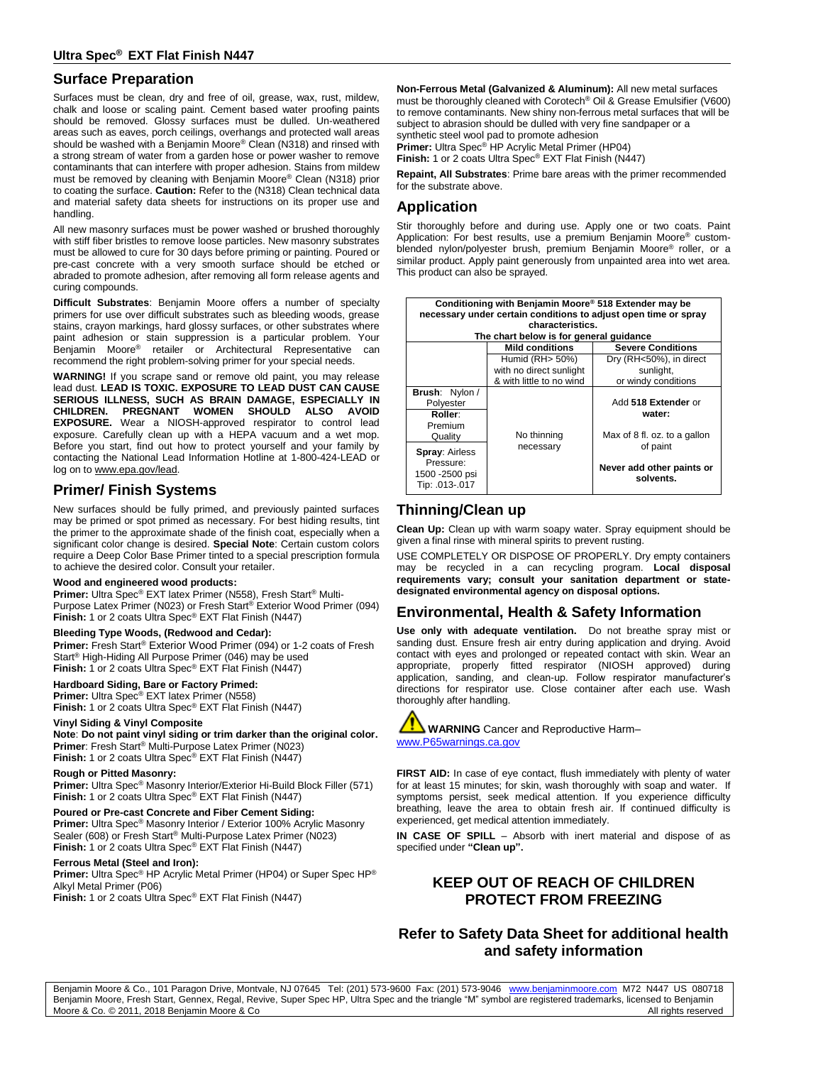## Surface Preparation

Surfaces must be clean, dry and free of oil, grease, wax, rust, mildew, chalk and loose or scaling paint. Cement based water proofing paints should be removed. Glossy surfaces must be dulled. Un-weathered areas such as eaves, porch ceilings, overhangs and protected wall areas should be washed with a Benjamin Moore® Clean (N318) and rinsed with a strong stream of water from a garden hose or power washer to remove contaminants that can interfere with proper adhesion. Stains from mildew must be removed by cleaning with Benjamin Moore® Clean (N318) prior to coating the surface. **Caution:** Refer to the (N318) Clean technical data and material safety data sheets for instructions on its proper use and handling.

All new masonry surfaces must be power washed or brushed thoroughly with stiff fiber bristles to remove loose particles. New masonry substrates must be allowed to cure for 30 days before priming or painting. Poured or pre-cast concrete with a very smooth surface should be etched or abraded to promote adhesion, after removing all form release agents and curing compounds.

**Difficult Substrates**: Benjamin Moore offers a number of specialty primers for use over difficult substrates such as bleeding woods, grease stains, crayon markings, hard glossy surfaces, or other substrates where paint adhesion or stain suppression is a particular problem. Your Benjamin Moore® retailer or Architectural Representative can recommend the right problem-solving primer for your special needs.

**WARNING!** If you scrape sand or remove old paint, you may release lead dust. **LEAD IS TOXIC. EXPOSURE TO LEAD DUST CAN CAUSE SERIOUS ILLNESS, SUCH AS BRAIN DAMAGE, ESPECIALLY IN CHILDREN. PREGNANT WOMEN SHOULD ALSO AVOID EXPOSURE.** Wear a NIOSH-approved respirator to control lead exposure. Carefully clean up with a HEPA vacuum and a wet mop. Before you start, find out how to protect yourself and your family by contacting the National Lead Information Hotline at 1-800-424-LEAD or log on to www.epa.gov/lead.

## Primer/ Finish Systems

New surfaces should be fully primed, and previously painted surfaces may be primed or spot primed as necessary. For best hiding results, tint the primer to the approximate shade of the finish coat, especially when a significant color change is desired. **Special Note**: Certain custom colors require a Deep Color Base Primer tinted to a special prescription formula to achieve the desired color. Consult your retailer.

**Wood and engineered wood products:**
**Primer:** Ultra Spec® EXT latex Primer (N558), Fresh Start® Multi-Purpose Latex Primer (N023) or Fresh Start® Exterior Wood Primer (094)
**Finish:** 1 or 2 coats Ultra Spec® EXT Flat Finish (N447)

**Bleeding Type Woods, (Redwood and Cedar):**
**Primer:** Fresh Start® Exterior Wood Primer (094) or 1-2 coats of Fresh Start® High-Hiding All Purpose Primer (046) may be used
**Finish:** 1 or 2 coats Ultra Spec® EXT Flat Finish (N447)

**Hardboard Siding, Bare or Factory Primed:**
**Primer:** Ultra Spec® EXT latex Primer (N558)
**Finish:** 1 or 2 coats Ultra Spec® EXT Flat Finish (N447)

**Vinyl Siding & Vinyl Composite**
**Note**: **Do not paint vinyl siding or trim darker than the original color.**
**Primer**: Fresh Start® Multi-Purpose Latex Primer (N023)
**Finish:** 1 or 2 coats Ultra Spec® EXT Flat Finish (N447)

**Rough or Pitted Masonry:**
**Primer:** Ultra Spec® Masonry Interior/Exterior Hi-Build Block Filler (571)
**Finish:** 1 or 2 coats Ultra Spec® EXT Flat Finish (N447)

**Poured or Pre-cast Concrete and Fiber Cement Siding:**
**Primer:** Ultra Spec® Masonry Interior / Exterior 100% Acrylic Masonry Sealer (608) or Fresh Start® Multi-Purpose Latex Primer (N023)
**Finish:** 1 or 2 coats Ultra Spec® EXT Flat Finish (N447)

**Ferrous Metal (Steel and Iron):**
**Primer:** Ultra Spec® HP Acrylic Metal Primer (HP04) or Super Spec HP® Alkyl Metal Primer (P06)
**Finish:** 1 or 2 coats Ultra Spec® EXT Flat Finish (N447)

**Non-Ferrous Metal (Galvanized & Aluminum):** All new metal surfaces must be thoroughly cleaned with Corotech® Oil & Grease Emulsifier (V600) to remove contaminants. New shiny non-ferrous metal surfaces that will be subject to abrasion should be dulled with very fine sandpaper or a synthetic steel wool pad to promote adhesion
**Primer:** Ultra Spec® HP Acrylic Metal Primer (HP04)
**Finish:** 1 or 2 coats Ultra Spec® EXT Flat Finish (N447)

**Repaint, All Substrates**: Prime bare areas with the primer recommended for the substrate above.

## Application

Stir thoroughly before and during use. Apply one or two coats. Paint Application: For best results, use a premium Benjamin Moore® custom-blended nylon/polyester brush, premium Benjamin Moore® roller, or a similar product. Apply paint generously from unpainted area into wet area. This product can also be sprayed.

**Conditioning with Benjamin Moore® 518 Extender may be necessary under certain conditions to adjust open time or spray characteristics.**
**The chart below is for general guidance**

| | **Mild conditions** | **Severe Conditions** |
|---|---|---|
| | Humid (RH> 50%) with no direct sunlight & with little to no wind | Dry (RH<50%), in direct sunlight, or windy conditions |
| **Brush**: Nylon / Polyester<br>**Roller**: Premium Quality<br>**Spray**: Airless Pressure: 1500 -2500 psi Tip: .013-.017 | No thinning necessary | Add **518 Extender** or **water:**<br>Max of 8 fl. oz. to a gallon of paint<br>**Never add other paints or solvents.** |

## Thinning/Clean up

**Clean Up:** Clean up with warm soapy water. Spray equipment should be given a final rinse with mineral spirits to prevent rusting.

USE COMPLETELY OR DISPOSE OF PROPERLY. Dry empty containers may be recycled in a can recycling program. **Local disposal requirements vary; consult your sanitation department or state-designated environmental agency on disposal options.**

## Environmental, Health & Safety Information

**Use only with adequate ventilation.** Do not breathe spray mist or sanding dust. Ensure fresh air entry during application and drying. Avoid contact with eyes and prolonged or repeated contact with skin. Wear an appropriate, properly fitted respirator (NIOSH approved) during application, sanding, and clean-up. Follow respirator manufacturer's directions for respirator use. Close container after each use. Wash thoroughly after handling.

**WARNING** Cancer and Reproductive Harm– www.P65warnings.ca.gov

**FIRST AID:** In case of eye contact, flush immediately with plenty of water for at least 15 minutes; for skin, wash thoroughly with soap and water. If symptoms persist, seek medical attention. If you experience difficulty breathing, leave the area to obtain fresh air. If continued difficulty is experienced, get medical attention immediately.

**IN CASE OF SPILL** – Absorb with inert material and dispose of as specified under **"Clean up".**

### KEEP OUT OF REACH OF CHILDREN
### PROTECT FROM FREEZING

### Refer to Safety Data Sheet for additional health and safety information

Benjamin Moore & Co., 101 Paragon Drive, Montvale, NJ 07645 Tel: (201) 573-9600 Fax: (201) 573-9046 www.benjaminmoore.com M72 N447 US 080718
Benjamin Moore, Fresh Start, Gennex, Regal, Revive, Super Spec HP, Ultra Spec and the triangle "M" symbol are registered trademarks, licensed to Benjamin Moore & Co. © 2011, 2018 Benjamin Moore & Co All rights reserved